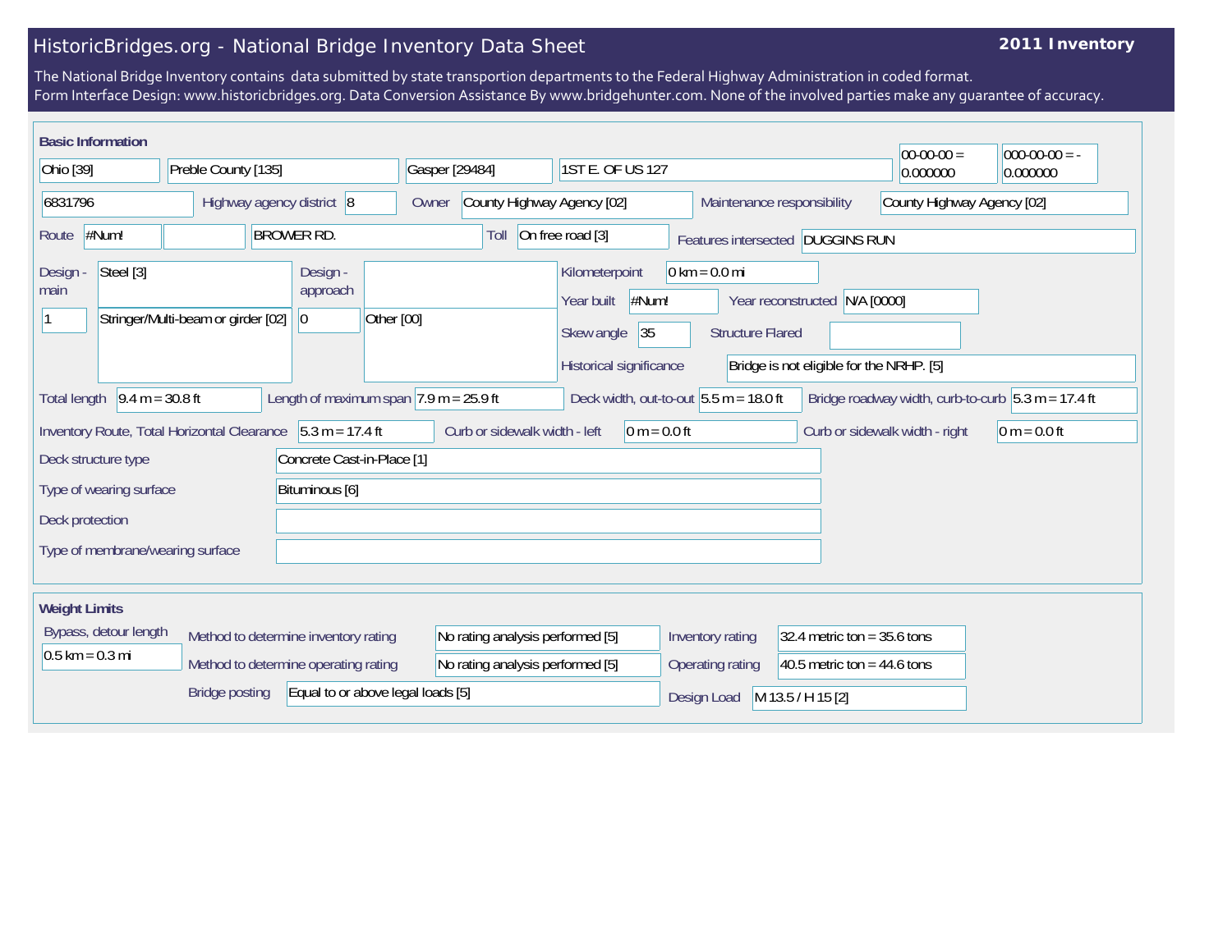# HistoricBridges.org - National Bridge Inventory Data Sheet

**2011 Inventory**

The National Bridge Inventory contains data submitted by state transportion departments to the Federal Highway Administration in coded format.
Form Interface Design: www.historicbridges.org. Data Conversion Assistance By www.bridgehunter.com. None of the involved parties make any guarantee of accuracy.

## Basic Information

| Field | Value |
| --- | --- |
| State | Ohio [39] |
| County | Preble County [135] |
| Place | Gasper [29484] |
| Location | 1ST E. OF US 127 |
| Latitude | 00-00-00 = 0.000000 |
| Longitude | 000-00-00 = -0.000000 |
| Structure Number | 6831796 |
| Highway agency district | 8 |
| Owner | County Highway Agency [02] |
| Maintenance responsibility | County Highway Agency [02] |
| Route | #Num! |
| Facility carried | BROWER RD. |
| Toll | On free road [3] |
| Features intersected | DUGGINS RUN |
| Design - main | Steel [3] |
| Design - main (spans / type) | 1 / Stringer/Multi-beam or girder [02] |
| Design - approach | |
| Design - approach (spans / type) | 0 / Other [00] |
| Kilometerpoint | 0 km = 0.0 mi |
| Year built | #Num! |
| Year reconstructed | N/A [0000] |
| Skew angle | 35 |
| Structure Flared | |
| Historical significance | Bridge is not eligible for the NRHP. [5] |
| Total length | 9.4 m = 30.8 ft |
| Length of maximum span | 7.9 m = 25.9 ft |
| Deck width, out-to-out | 5.5 m = 18.0 ft |
| Bridge roadway width, curb-to-curb | 5.3 m = 17.4 ft |
| Inventory Route, Total Horizontal Clearance | 5.3 m = 17.4 ft |
| Curb or sidewalk width - left | 0 m = 0.0 ft |
| Curb or sidewalk width - right | 0 m = 0.0 ft |
| Deck structure type | Concrete Cast-in-Place [1] |
| Type of wearing surface | Bituminous [6] |
| Deck protection | |
| Type of membrane/wearing surface | |

## Weight Limits

| Field | Value |
| --- | --- |
| Bypass, detour length | 0.5 km = 0.3 mi |
| Method to determine inventory rating | No rating analysis performed [5] |
| Method to determine operating rating | No rating analysis performed [5] |
| Bridge posting | Equal to or above legal loads [5] |
| Inventory rating | 32.4 metric ton = 35.6 tons |
| Operating rating | 40.5 metric ton = 44.6 tons |
| Design Load | M 13.5 / H 15 [2] |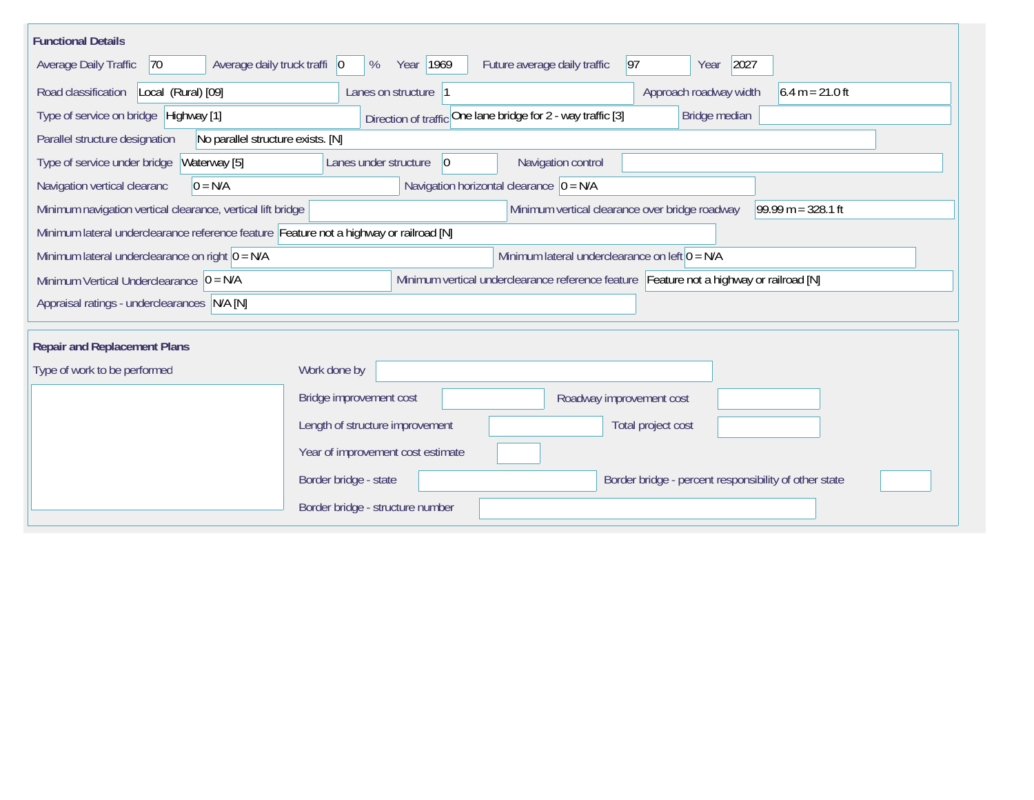## Functional Details

| Field | Value |
|---|---|
| Average Daily Traffic | 70 |
| Average daily truck traffi | 0 % |
| Year | 1969 |
| Future average daily traffic | 97 |
| Year | 2027 |
| Road classification | Local (Rural) [09] |
| Lanes on structure | 1 |
| Approach roadway width | 6.4 m = 21.0 ft |
| Type of service on bridge | Highway [1] |
| Direction of traffic | One lane bridge for 2 - way traffic [3] |
| Bridge median | |
| Parallel structure designation | No parallel structure exists. [N] |
| Type of service under bridge | Waterway [5] |
| Lanes under structure | 0 |
| Navigation control | |
| Navigation vertical clearanc | 0 = N/A |
| Navigation horizontal clearance | 0 = N/A |
| Minimum navigation vertical clearance, vertical lift bridge | |
| Minimum vertical clearance over bridge roadway | 99.99 m = 328.1 ft |
| Minimum lateral underclearance reference feature | Feature not a highway or railroad [N] |
| Minimum lateral underclearance on right | 0 = N/A |
| Minimum lateral underclearance on left | 0 = N/A |
| Minimum Vertical Underclearance | 0 = N/A |
| Minimum vertical underclearance reference feature | Feature not a highway or railroad [N] |
| Appraisal ratings - underclearances | N/A [N] |

## Repair and Replacement Plans

| Field | Value |
|---|---|
| Type of work to be performed | |
| Work done by | |
| Bridge improvement cost | |
| Roadway improvement cost | |
| Length of structure improvement | |
| Total project cost | |
| Year of improvement cost estimate | |
| Border bridge - state | |
| Border bridge - percent responsibility of other state | |
| Border bridge - structure number | |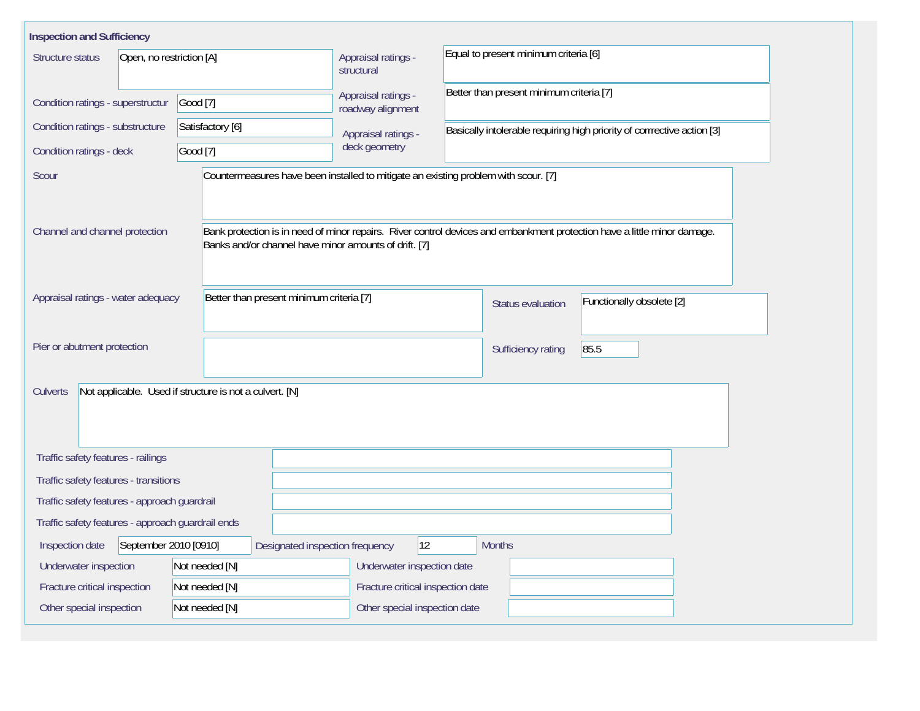## Inspection and Sufficiency

| Field | Value |
|---|---|
| Structure status | Open, no restriction [A] |
| Condition ratings - superstructur | Good [7] |
| Condition ratings - substructure | Satisfactory [6] |
| Condition ratings - deck | Good [7] |
| Appraisal ratings - structural | Equal to present minimum criteria [6] |
| Appraisal ratings - roadway alignment | Better than present minimum criteria [7] |
| Appraisal ratings - deck geometry | Basically intolerable requiring high priority of corrrective action [3] |
| Scour | Countermeasures have been installed to mitigate an existing problem with scour. [7] |
| Channel and channel protection | Bank protection is in need of minor repairs. River control devices and embankment protection have a little minor damage. Banks and/or channel have minor amounts of drift. [7] |
| Appraisal ratings - water adequacy | Better than present minimum criteria [7] |
| Status evaluation | Functionally obsolete [2] |
| Pier or abutment protection | |
| Sufficiency rating | 85.5 |
| Culverts | Not applicable. Used if structure is not a culvert. [N] |
| Traffic safety features - railings | |
| Traffic safety features - transitions | |
| Traffic safety features - approach guardrail | |
| Traffic safety features - approach guardrail ends | |
| Inspection date | September 2010 [0910] |
| Designated inspection frequency | 12 Months |
| Underwater inspection | Not needed [N] |
| Underwater inspection date | |
| Fracture critical inspection | Not needed [N] |
| Fracture critical inspection date | |
| Other special inspection | Not needed [N] |
| Other special inspection date | |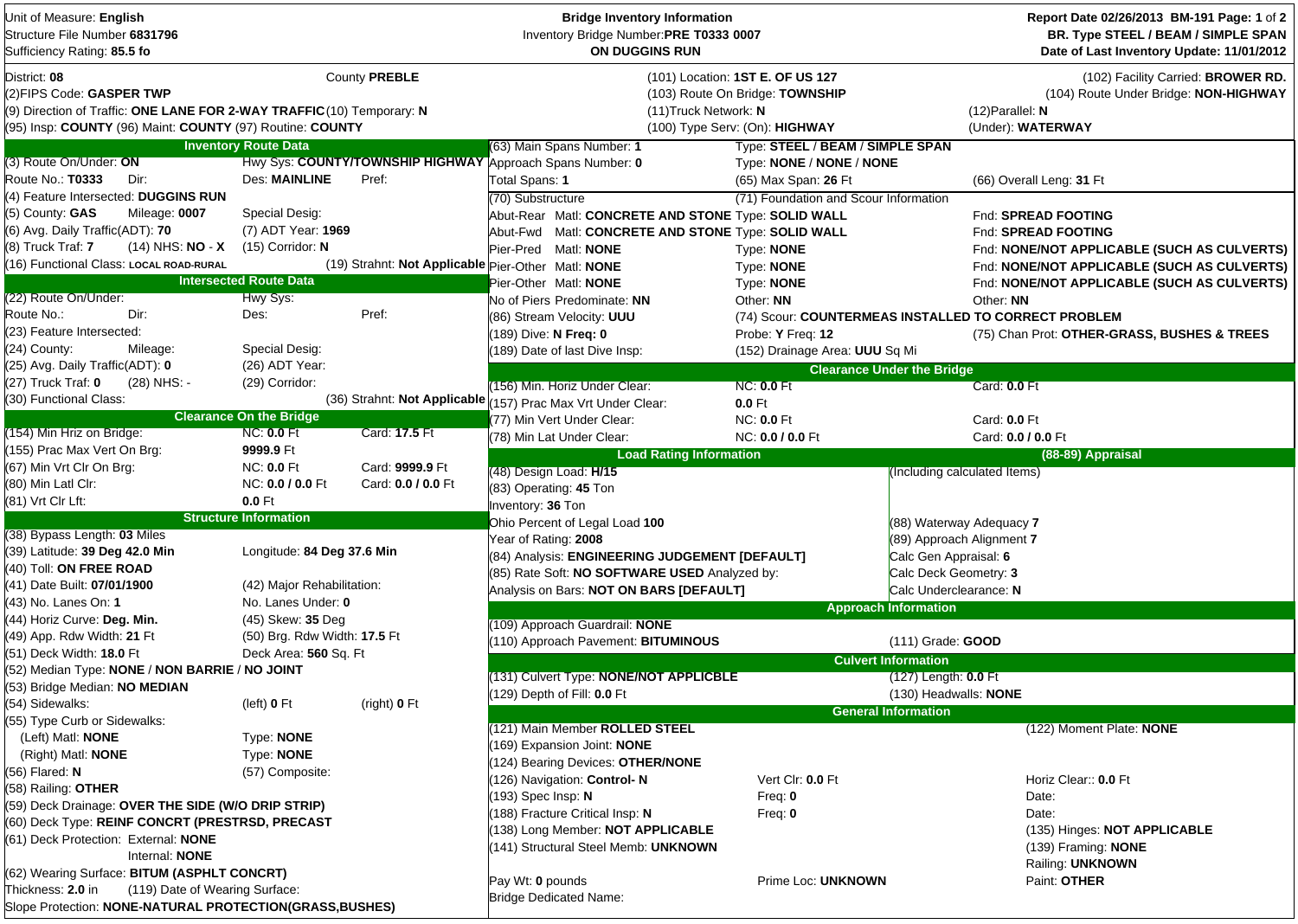Unit of Measure: **English**
Structure File Number **6831796**
Sufficiency Rating: **85.5 fo**

**Bridge Inventory Information**
Inventory Bridge Number: **PRE T0333 0007**
**ON DUGGINS RUN**

**Report Date 02/26/2013 BM-191**
**BR. Type STEEL / BEAM / SIMPLE SPAN**
**Date of Last Inventory Update: 11/01/2012**

District: **08** County **PREBLE**
(2)FIPS Code: **GASPER TWP**
(9) Direction of Traffic: **ONE LANE FOR 2-WAY TRAFFIC** (10) Temporary: **N**
(95) Insp: **COUNTY** (96) Maint: **COUNTY** (97) Routine: **COUNTY**

(101) Location: **1ST E. OF US 127**
(103) Route On Bridge: **TOWNSHIP**
(11)Truck Network: **N**
(100) Type Serv: (On): **HIGHWAY**

(102) Facility Carried: **BROWER RD.**
(104) Route Under Bridge: **NON-HIGHWAY**
(12)Parallel: **N**
(Under): **WATERWAY**

## Inventory Route Data

(3) Route On/Under: **ON** Hwy Sys: **COUNTY/TOWNSHIP HIGHWAY**
Route No.: **T0333** Dir: Des: **MAINLINE** Pref:
(4) Feature Intersected: **DUGGINS RUN**
(5) County: **GAS** Mileage: **0007** Special Desig:
(6) Avg. Daily Traffic(ADT): **70** (7) ADT Year: **1969**
(8) Truck Traf: **7** (14) NHS: **NO - X** (15) Corridor: **N**
(16) Functional Class: **LOCAL ROAD-RURAL** (19) Strahnt: **Not Applicable**

## Intersected Route Data

(22) Route On/Under: Hwy Sys:
Route No.: Dir: Des: Pref:
(23) Feature Intersected:
(24) County: Mileage: Special Desig:
(25) Avg. Daily Traffic(ADT): **0** (26) ADT Year:
(27) Truck Traf: **0** (28) NHS: **-** (29) Corridor:
(30) Functional Class: (36) Strahnt: **Not Applicable**

## Clearance On the Bridge

(154) Min Hriz on Bridge: NC: **0.0** Ft Card: **17.5** Ft
(155) Prac Max Vert On Brg: **9999.9** Ft
(67) Min Vrt Clr On Brg: NC: **0.0** Ft Card: **9999.9** Ft
(80) Min Latl Clr: NC: **0.0 / 0.0** Ft Card: **0.0 / 0.0** Ft
(81) Vrt Clr Lft: **0.0** Ft

## Structure Information

(38) Bypass Length: **03 Miles**
(39) Latitude: **39 Deg 42.0 Min** Longitude: **84 Deg 37.6 Min**
(40) Toll: **ON FREE ROAD**
(41) Date Built: **07/01/1900** (42) Major Rehabilitation:
(43) No. Lanes On: **1** No. Lanes Under: **0**
(44) Horiz Curve: **Deg. Min.** (45) Skew: **35** Deg
(49) App. Rdw Width: **21** Ft (50) Brg. Rdw Width: **17.5** Ft
(51) Deck Width: **18.0** Ft Deck Area: **560** Sq. Ft
(52) Median Type: **NONE** / **NON BARRIE** / **NO JOINT**
(53) Bridge Median: **NO MEDIAN**
(54) Sidewalks: (left) **0** Ft (right) **0** Ft
(55) Type Curb or Sidewalks:
(Left) Matl: **NONE** Type: **NONE**
(Right) Matl: **NONE** Type: **NONE**
(56) Flared: **N** (57) Composite:
(58) Railing: **OTHER**
(59) Deck Drainage: **OVER THE SIDE (W/O DRIP STRIP)**
(60) Deck Type: **REINF CONCRT (PRESTRSD, PRECAST**
(61) Deck Protection: External: **NONE**
Internal: **NONE**
(62) Wearing Surface: **BITUM (ASPHLT CONCRT)**
Thickness: **2.0** in (119) Date of Wearing Surface:
Slope Protection: **NONE-NATURAL PROTECTION(GRASS,BUSHES)**

## Span / Substructure Information

(63) Main Spans Number: **1** Type: **STEEL / BEAM / SIMPLE SPAN**
Approach Spans Number: **0** Type: **NONE / NONE / NONE**
Total Spans: **1** (65) Max Span: **26** Ft (66) Overall Leng: **31** Ft
(70) Substructure (71) Foundation and Scour Information
Abut-Rear Matl: **CONCRETE AND STONE** Type: **SOLID WALL** Fnd: **SPREAD FOOTING**
Abut-Fwd Matl: **CONCRETE AND STONE** Type: **SOLID WALL** Fnd: **SPREAD FOOTING**
Pier-Pred Matl: **NONE** Type: **NONE** Fnd: **NONE/NOT APPLICABLE (SUCH AS CULVERTS)**
Pier-Other Matl: **NONE** Type: **NONE** Fnd: **NONE/NOT APPLICABLE (SUCH AS CULVERTS)**
Pier-Other Matl: **NONE** Type: **NONE** Fnd: **NONE/NOT APPLICABLE (SUCH AS CULVERTS)**
No of Piers Predominate: **NN** Other: **NN** Other: **NN**
(86) Stream Velocity: **UUU** (74) Scour: **COUNTERMEAS INSTALLED TO CORRECT PROBLEM**
(189) Dive: **N** Freq: **0** Probe: **Y** Freq: **12** (75) Chan Prot: **OTHER-GRASS, BUSHES & TREES**
(189) Date of last Dive Insp: (152) Drainage Area: **UUU** Sq Mi

## Clearance Under the Bridge

(156) Min. Horiz Under Clear: NC: **0.0** Ft Card: **0.0** Ft
(157) Prac Max Vrt Under Clear: **0.0** Ft
(77) Min Vert Under Clear: NC: **0.0** Ft Card: **0.0** Ft
(78) Min Lat Under Clear: NC: **0.0 / 0.0** Ft Card: **0.0 / 0.0** Ft

## Load Rating Information

(48) Design Load: **H/15**
(83) Operating: **45** Ton
Inventory: **36** Ton
Ohio Percent of Legal Load **100**
Year of Rating: **2008**
(84) Analysis: **ENGINEERING JUDGEMENT [DEFAULT]**
(85) Rate Soft: **NO SOFTWARE USED** Analyzed by:
Analysis on Bars: **NOT ON BARS [DEFAULT]**

## (88-89) Appraisal

(Including calculated Items)
(88) Waterway Adequacy **7**
(89) Approach Alignment **7**
Calc Gen Appraisal: **6**
Calc Deck Geometry: **3**
Calc Underclearance: **N**

## Approach Information

(109) Approach Guardrail: **NONE**
(110) Approach Pavement: **BITUMINOUS** (111) Grade: **GOOD**

## Culvert Information

(131) Culvert Type: **NONE/NOT APPLICBLE** (127) Length: **0.0** Ft
(129) Depth of Fill: **0.0** Ft (130) Headwalls: **NONE**

## General Information

(121) Main Member **ROLLED STEEL** (122) Moment Plate: **NONE**
(169) Expansion Joint: **NONE**
(124) Bearing Devices: **OTHER/NONE**
(126) Navigation: **Control- N** Vert Clr: **0.0** Ft Horiz Clear:: **0.0** Ft
(193) Spec Insp: **N** Freq: **0** Date:
(188) Fracture Critical Insp: **N** Freq: **0** Date:
(138) Long Member: **NOT APPLICABLE** (135) Hinges: **NOT APPLICABLE**
(141) Structural Steel Memb: **UNKNOWN** (139) Framing: **NONE**
Railing: **UNKNOWN**
Pay Wt: **0** pounds Prime Loc: **UNKNOWN** Paint: **OTHER**
Bridge Dedicated Name: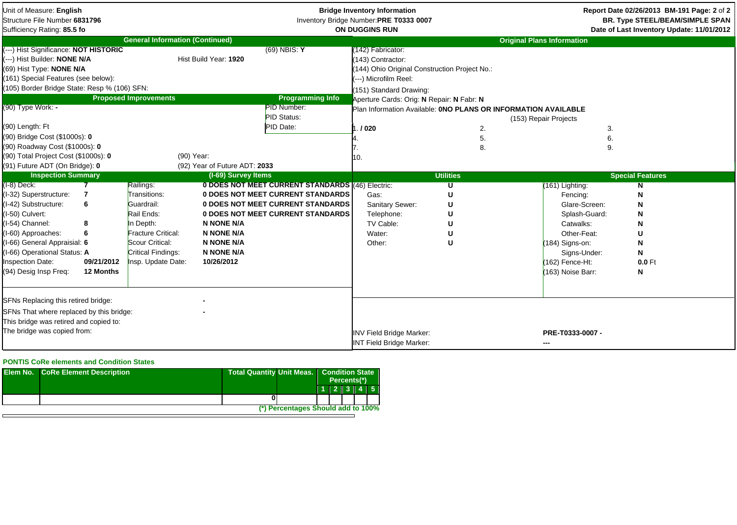Unit of Measure: **English**
Structure File Number **6831796**
Sufficiency Rating: **85.5 fo**

**Bridge Inventory Information**
Inventory Bridge Number: **PRE T0333 0007**
**ON DUGGINS RUN**

**Report Date 02/26/2013 BM-191**
**BR. Type STEEL/BEAM/SIMPLE SPAN**
**Date of Last Inventory Update: 11/01/2012**

## General Information (Continued)

(---) Hist Significance: **NOT HISTORIC** | (69) NBIS: **Y**
(---) Hist Builder: **NONE N/A** | Hist Build Year: **1920**
(69) Hist Type: **NONE N/A**
(161) Special Features (see below):
(105) Border Bridge State: Resp % (106) SFN:

## Original Plans Information

(142) Fabricator:
(143) Contractor:
(144) Ohio Original Construction Project No.:
(---) Microfilm Reel:
(151) Standard Drawing:
Aperture Cards: Orig: **N** Repair: **N** Fabr: **N**
Plan Information Available: **0NO PLANS OR INFORMATION AVAILABLE**

(153) Repair Projects

| | | |
|---|---|---|
| 1. **/ 020** | 2. | 3. |
| 4. | 5. | 6. |
| 7. | 8. | 9. |
| 10. | | |

## Proposed Improvements

(90) Type Work: **-**
(90) Length: Ft
(90) Bridge Cost ($1000s): **0**
(90) Roadway Cost ($1000s): **0**
(90) Total Project Cost ($1000s): **0** | (90) Year:
(91) Future ADT (On Bridge): **0** | (92) Year of Future ADT: **2033**

## Programming Info

PID Number:
PID Status:
PID Date:

## Inspection Summary

| Item | Value | (I-69) Survey Items | |
|---|---|---|---|
| (I-8) Deck: | **7** | Railings: | **0 DOES NOT MEET CURRENT STANDARDS** |
| (I-32) Superstructure: | **7** | Transitions: | **0 DOES NOT MEET CURRENT STANDARDS** |
| (I-42) Substructure: | **6** | Guardrail: | **0 DOES NOT MEET CURRENT STANDARDS** |
| (I-50) Culvert: | | Rail Ends: | **0 DOES NOT MEET CURRENT STANDARDS** |
| (I-54) Channel: | **8** | In Depth: | **N NONE N/A** |
| (I-60) Approaches: | **6** | Fracture Critical: | **N NONE N/A** |
| (I-66) General Appraisial: | **6** | Scour Critical: | **N NONE N/A** |
| (I-66) Operational Status: | **A** | Critical Findings: | **N NONE N/A** |
| Inspection Date: | **09/21/2012** | Insp. Update Date: | **10/26/2012** |
| (94) Desig Insp Freq: | **12 Months** | | |

## Utilities

| Utility | |
|---|---|
| (46) Electric: | **U** |
| Gas: | **U** |
| Sanitary Sewer: | **U** |
| Telephone: | **U** |
| TV Cable: | **U** |
| Water: | **U** |
| Other: | **U** |

## Special Features

| Feature | |
|---|---|
| (161) Lighting: | **N** |
| Fencing: | **N** |
| Glare-Screen: | **N** |
| Splash-Guard: | **N** |
| Catwalks: | **N** |
| Other-Feat: | **U** |
| (184) Signs-on: | **N** |
| Signs-Under: | **N** |
| (162) Fence-Ht: | **0.0** Ft |
| (163) Noise Barr: | **N** |

SFNs Replacing this retired bridge: **-**
SFNs That where replaced by this bridge: **-**
This bridge was retired and copied to:
The bridge was copied from:

INV Field Bridge Marker: **PRE-T0333-0007 -**
INT Field Bridge Marker: **---**

## PONTIS CoRe elements and Condition States

| Elem No. | CoRe Element Description | Total Quantity | Unit Meas. | Condition State Percents(*) 1 | 2 | 3 | 4 | 5 |
|---|---|---|---|---|---|---|---|---|
| | | 0 | | | | | | |

(*) Percentages Should add to 100%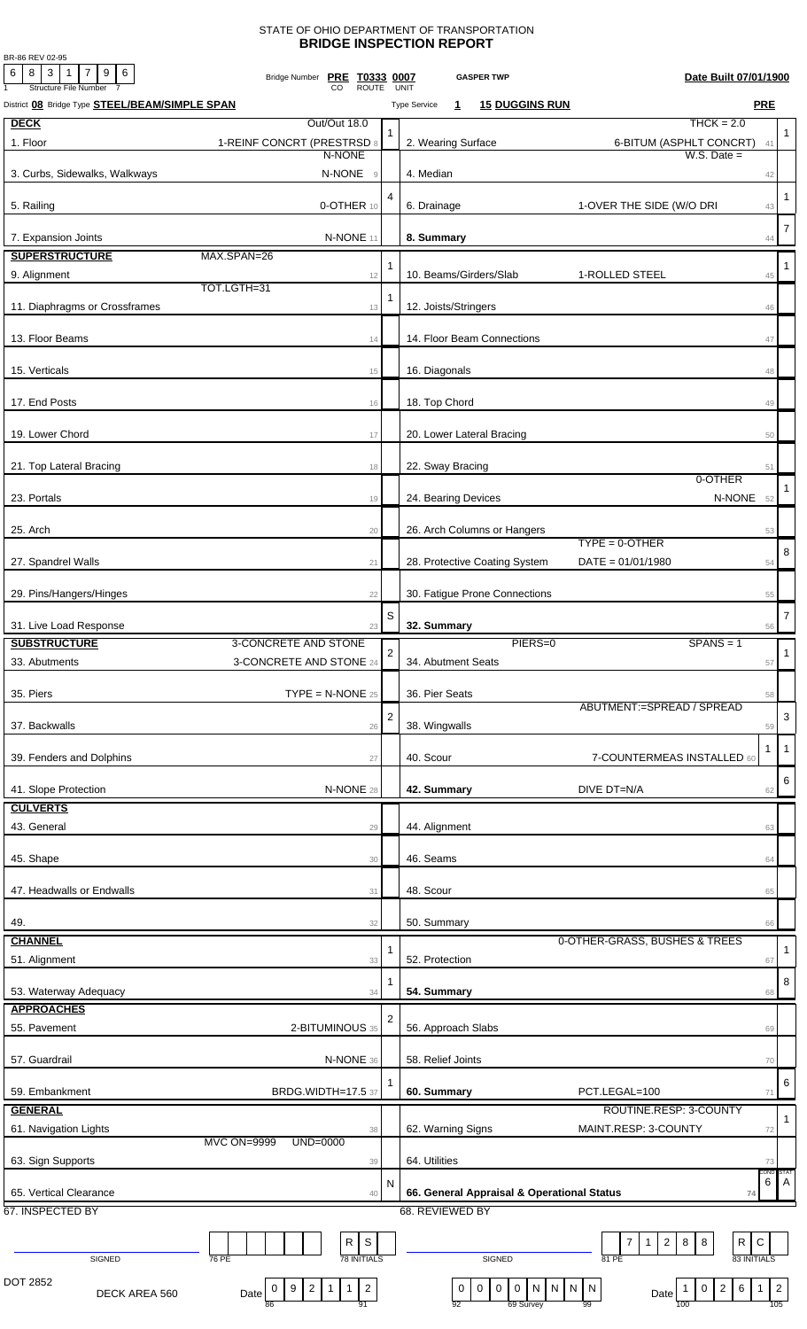STATE OF OHIO DEPARTMENT OF TRANSPORTATION

# BRIDGE INSPECTION REPORT

BR-86 REV 02-95

Structure File Number: 6 8 3 1 7 9 6

Bridge Number PRE T0333 0007 (CO ROUTE UNIT) GASPER TWP Date Built 07/01/1900

District 08 Bridge Type STEEL/BEAM/SIMPLE SPAN Type Service 1 15 DUGGINS RUN PRE

| Item | Description | Code | Item | Description | Code |
|---|---|---|---|---|---|
| **DECK** | Out/Out 18.0 | | | THCK = 2.0 | |
| 1. Floor | 1-REINF CONCRT (PRESTRSD 8 | 1 | 2. Wearing Surface | 6-BITUM (ASPHLT CONCRT) 41 | 1 |
| | N-NONE | | | W.S. Date = | |
| 3. Curbs, Sidewalks, Walkways | N-NONE 9 | | 4. Median | 42 | |
| 5. Railing | 0-OTHER 10 | 4 | 6. Drainage | 1-OVER THE SIDE (W/O DRI 43 | 1 |
| 7. Expansion Joints | N-NONE 11 | | **8. Summary** | 44 | 7 |
| **SUPERSTRUCTURE** | MAX.SPAN=26 | | | | |
| 9. Alignment | 12 | 1 | 10. Beams/Girders/Slab | 1-ROLLED STEEL 45 | 1 |
| | TOT.LGTH=31 | | | | |
| 11. Diaphragms or Crossframes | 13 | 1 | 12. Joists/Stringers | 46 | |
| 13. Floor Beams | 14 | | 14. Floor Beam Connections | 47 | |
| 15. Verticals | 15 | | 16. Diagonals | 48 | |
| 17. End Posts | 16 | | 18. Top Chord | 49 | |
| 19. Lower Chord | 17 | | 20. Lower Lateral Bracing | 50 | |
| 21. Top Lateral Bracing | 18 | | 22. Sway Bracing | 51 | |
| 23. Portals | 19 | | 24. Bearing Devices | 0-OTHER N-NONE 52 | 1 |
| 25. Arch | 20 | | 26. Arch Columns or Hangers | 53 | |
| 27. Spandrel Walls | 21 | | 28. Protective Coating System | TYPE = 0-OTHER DATE = 01/01/1980 54 | 8 |
| 29. Pins/Hangers/Hinges | 22 | | 30. Fatigue Prone Connections | 55 | |
| 31. Live Load Response | 23 | S | **32. Summary** | 56 | 7 |
| **SUBSTRUCTURE** | 3-CONCRETE AND STONE | | | PIERS=0 SPANS = 1 | |
| 33. Abutments | 3-CONCRETE AND STONE 24 | 2 | 34. Abutment Seats | 57 | 1 |
| 35. Piers | TYPE = N-NONE 25 | | 36. Pier Seats | 58 | |
| | | | | ABUTMENT:=SPREAD / SPREAD | |
| 37. Backwalls | 26 | 2 | 38. Wingwalls | 59 | 3 |
| 39. Fenders and Dolphins | 27 | | 40. Scour | 1 7-COUNTERMEAS INSTALLED 60 | 1 |
| 41. Slope Protection | N-NONE 28 | | **42. Summary** | DIVE DT=N/A 62 | 6 |
| **CULVERTS** | | | | | |
| 43. General | 29 | | 44. Alignment | 63 | |
| 45. Shape | 30 | | 46. Seams | 64 | |
| 47. Headwalls or Endwalls | 31 | | 48. Scour | 65 | |
| 49. | 32 | | 50. Summary | 66 | |
| **CHANNEL** | | | | | |
| 51. Alignment | 33 | 1 | 52. Protection | 0-OTHER-GRASS, BUSHES & TREES 67 | 1 |
| 53. Waterway Adequacy | 34 | 1 | **54. Summary** | 68 | 8 |
| **APPROACHES** | | | | | |
| 55. Pavement | 2-BITUMINOUS 35 | 2 | 56. Approach Slabs | 69 | |
| 57. Guardrail | N-NONE 36 | | 58. Relief Joints | 70 | |
| 59. Embankment | BRDG.WIDTH=17.5 37 | 1 | **60. Summary** | PCT.LEGAL=100 71 | 6 |
| **GENERAL** | | | | | |
| 61. Navigation Lights | 38 | | 62. Warning Signs | ROUTINE.RESP: 3-COUNTY MAINT.RESP: 3-COUNTY 72 | 1 |
| | MVC ON=9999 UND=0000 | | | | |
| 63. Sign Supports | 39 | | 64. Utilities | 73 | |
| 65. Vertical Clearance | 40 | N | **66. General Appraisal & Operational Status** | 74 | COND 6 STAT A |

67. INSPECTED BY: SIGNED ______ 76 PE: ______ 78 INITIALS: R S

68. REVIEWED BY: SIGNED ______ 81 PE: 7 1 2 8 8 83 INITIALS: R C

DOT 2852 DECK AREA 560

Date (86–91): 0 9 2 1 1 2

69 Survey (92–99): 0 0 0 0 N N N N

Date (100–105): 1 0 2 6 1 2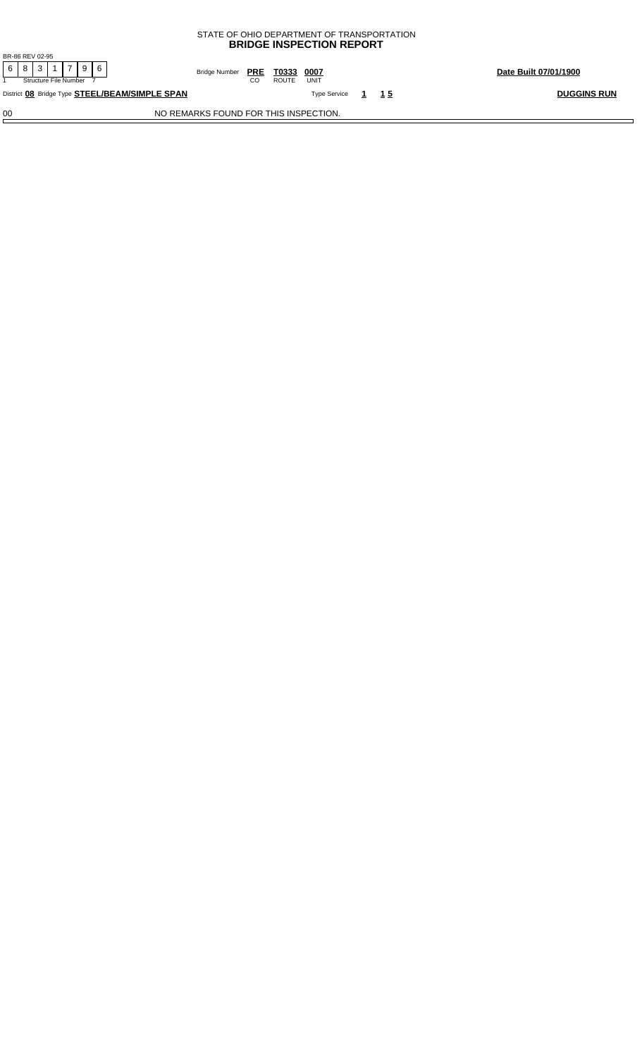STATE OF OHIO DEPARTMENT OF TRANSPORTATION

# BRIDGE INSPECTION REPORT

BR-86 REV 02-95

| 6 | 8 | 3 | 1 | 7 | 9 | 6 |
|---|---|---|---|---|---|---|

1 Structure File Number 7

Bridge Number **PRE** (CO) **T0333** (ROUTE) **0007** (UNIT)

**Date Built 07/01/1900**

District **08** Bridge Type **STEEL/BEAM/SIMPLE SPAN**

Type Service **1** **1 5**

**DUGGINS RUN**

00 NO REMARKS FOUND FOR THIS INSPECTION.